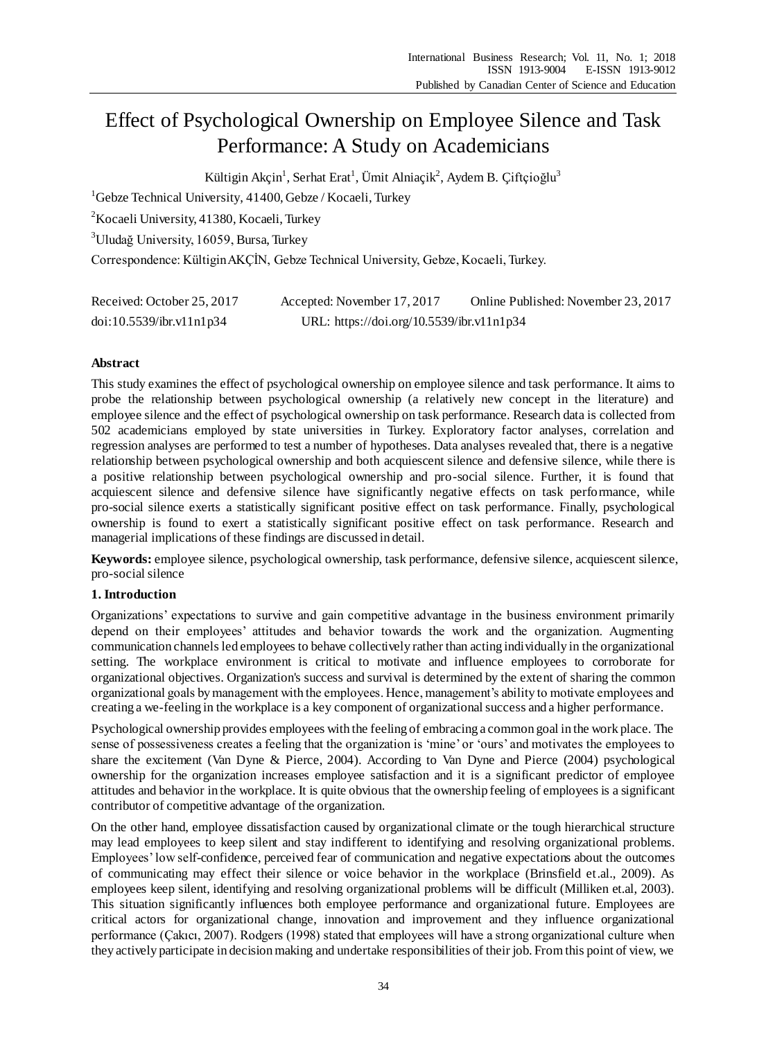# Effect of Psychological Ownership on Employee Silence and Task Performance: A Study on Academicians

Kültigin Akçin[1], Serhat Erat[1], Ümit Alniaçik[2], Aydem B. Çiftçioğlu[3]

[1]Gebze Technical University, 41400, Gebze / Kocaeli, Turkey

[2]Kocaeli University, 41380, Kocaeli, Turkey

[3]Uludağ University, 16059, Bursa, Turkey

Correspondence: Kültigin AKÇİN, Gebze Technical University, Gebze, Kocaeli, Turkey.

Received: October 25, 2017 Accepted: November 17, 2017 Online Published: November 23, 2017

doi:10.5539/ibr.v11n1p34 URL: https://doi.org/10.5539/ibr.v11n1p34

## Abstract

This study examines the effect of psychological ownership on employee silence and task performance. It aims to probe the relationship between psychological ownership (a relatively new concept in the literature) and employee silence and the effect of psychological ownership on task performance. Research data is collected from 502 academicians employed by state universities in Turkey. Exploratory factor analyses, correlation and regression analyses are performed to test a number of hypotheses. Data analyses revealed that, there is a negative relationship between psychological ownership and both acquiescent silence and defensive silence, while there is a positive relationship between psychological ownership and pro-social silence. Further, it is found that acquiescent silence and defensive silence have significantly negative effects on task performance, while pro-social silence exerts a statistically significant positive effect on task performance. Finally, psychological ownership is found to exert a statistically significant positive effect on task performance. Research and managerial implications of these findings are discussed in detail.

**Keywords:** employee silence, psychological ownership, task performance, defensive silence, acquiescent silence, pro-social silence

## 1. Introduction

Organizations' expectations to survive and gain competitive advantage in the business environment primarily depend on their employees' attitudes and behavior towards the work and the organization. Augmenting communication channels led employees to behave collectively rather than acting individually in the organizational setting. The workplace environment is critical to motivate and influence employees to corroborate for organizational objectives. Organization's success and survival is determined by the extent of sharing the common organizational goals by management with the employees. Hence, management's ability to motivate employees and creating a we-feeling in the workplace is a key component of organizational success and a higher performance.

Psychological ownership provides employees with the feeling of embracing a common goal in the work place. The sense of possessiveness creates a feeling that the organization is 'mine' or 'ours' and motivates the employees to share the excitement (Van Dyne & Pierce, 2004). According to Van Dyne and Pierce (2004) psychological ownership for the organization increases employee satisfaction and it is a significant predictor of employee attitudes and behavior in the workplace. It is quite obvious that the ownership feeling of employees is a significant contributor of competitive advantage of the organization.

On the other hand, employee dissatisfaction caused by organizational climate or the tough hierarchical structure may lead employees to keep silent and stay indifferent to identifying and resolving organizational problems. Employees' low self-confidence, perceived fear of communication and negative expectations about the outcomes of communicating may effect their silence or voice behavior in the workplace (Brinsfield et.al., 2009). As employees keep silent, identifying and resolving organizational problems will be difficult (Milliken et.al, 2003). This situation significantly influences both employee performance and organizational future. Employees are critical actors for organizational change, innovation and improvement and they influence organizational performance (Çakıcı, 2007). Rodgers (1998) stated that employees will have a strong organizational culture when they actively participate in decision making and undertake responsibilities of their job. From this point of view, we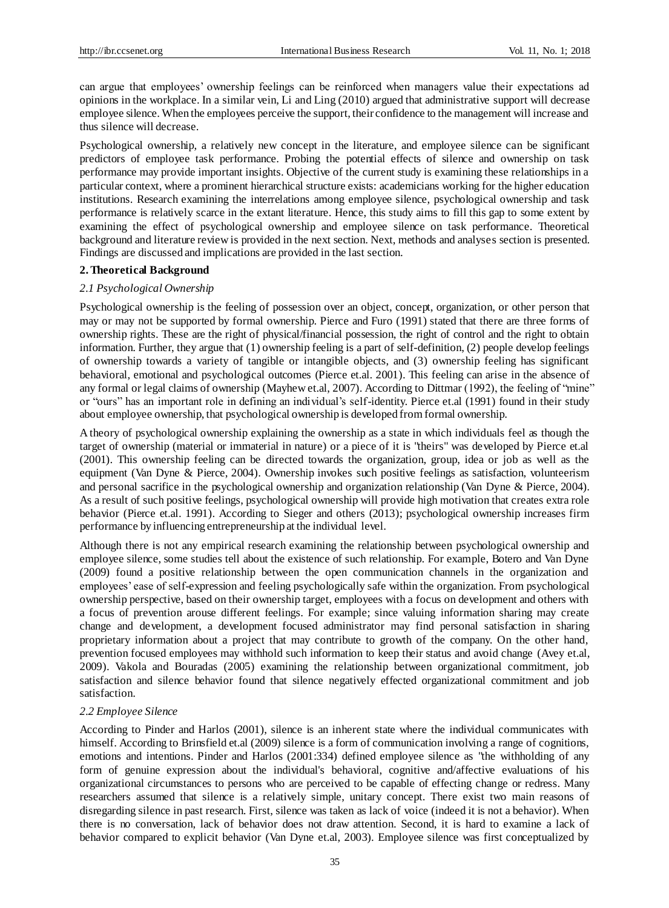can argue that employees' ownership feelings can be reinforced when managers value their expectations ad opinions in the workplace. In a similar vein, Li and Ling (2010) argued that administrative support will decrease employee silence. When the employees perceive the support, their confidence to the management will increase and thus silence will decrease.

Psychological ownership, a relatively new concept in the literature, and employee silence can be significant predictors of employee task performance. Probing the potential effects of silence and ownership on task performance may provide important insights. Objective of the current study is examining these relationships in a particular context, where a prominent hierarchical structure exists: academicians working for the higher education institutions. Research examining the interrelations among employee silence, psychological ownership and task performance is relatively scarce in the extant literature. Hence, this study aims to fill this gap to some extent by examining the effect of psychological ownership and employee silence on task performance. Theoretical background and literature review is provided in the next section. Next, methods and analyses section is presented. Findings are discussed and implications are provided in the last section.

## 2. Theoretical Background

### *2.1 Psychological Ownership*

Psychological ownership is the feeling of possession over an object, concept, organization, or other person that may or may not be supported by formal ownership. Pierce and Furo (1991) stated that there are three forms of ownership rights. These are the right of physical/financial possession, the right of control and the right to obtain information. Further, they argue that (1) ownership feeling is a part of self-definition, (2) people develop feelings of ownership towards a variety of tangible or intangible objects, and (3) ownership feeling has significant behavioral, emotional and psychological outcomes (Pierce et.al. 2001). This feeling can arise in the absence of any formal or legal claims of ownership (Mayhew et.al, 2007). According to Dittmar (1992), the feeling of "mine" or "ours" has an important role in defining an individual's self-identity. Pierce et.al (1991) found in their study about employee ownership, that psychological ownership is developed from formal ownership.

A theory of psychological ownership explaining the ownership as a state in which individuals feel as though the target of ownership (material or immaterial in nature) or a piece of it is "theirs" was developed by Pierce et.al (2001). This ownership feeling can be directed towards the organization, group, idea or job as well as the equipment (Van Dyne & Pierce, 2004). Ownership invokes such positive feelings as satisfaction, volunteerism and personal sacrifice in the psychological ownership and organization relationship (Van Dyne & Pierce, 2004). As a result of such positive feelings, psychological ownership will provide high motivation that creates extra role behavior (Pierce et.al. 1991). According to Sieger and others (2013); psychological ownership increases firm performance by influencing entrepreneurship at the individual level.

Although there is not any empirical research examining the relationship between psychological ownership and employee silence, some studies tell about the existence of such relationship. For example, Botero and Van Dyne (2009) found a positive relationship between the open communication channels in the organization and employees' ease of self-expression and feeling psychologically safe within the organization. From psychological ownership perspective, based on their ownership target, employees with a focus on development and others with a focus of prevention arouse different feelings. For example; since valuing information sharing may create change and development, a development focused administrator may find personal satisfaction in sharing proprietary information about a project that may contribute to growth of the company. On the other hand, prevention focused employees may withhold such information to keep their status and avoid change (Avey et.al, 2009). Vakola and Bouradas (2005) examining the relationship between organizational commitment, job satisfaction and silence behavior found that silence negatively effected organizational commitment and job satisfaction.

### *2.2 Employee Silence*

According to Pinder and Harlos (2001), silence is an inherent state where the individual communicates with himself. According to Brinsfield et.al (2009) silence is a form of communication involving a range of cognitions, emotions and intentions. Pinder and Harlos (2001:334) defined employee silence as "the withholding of any form of genuine expression about the individual's behavioral, cognitive and/affective evaluations of his organizational circumstances to persons who are perceived to be capable of effecting change or redress. Many researchers assumed that silence is a relatively simple, unitary concept. There exist two main reasons of disregarding silence in past research. First, silence was taken as lack of voice (indeed it is not a behavior). When there is no conversation, lack of behavior does not draw attention. Second, it is hard to examine a lack of behavior compared to explicit behavior (Van Dyne et.al, 2003). Employee silence was first conceptualized by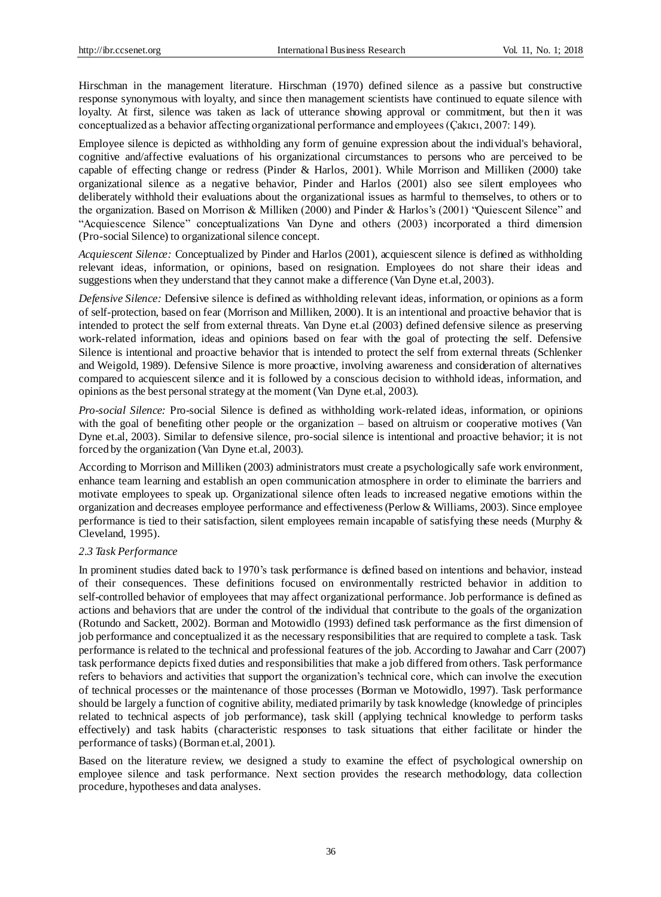Hirschman in the management literature. Hirschman (1970) defined silence as a passive but constructive response synonymous with loyalty, and since then management scientists have continued to equate silence with loyalty. At first, silence was taken as lack of utterance showing approval or commitment, but then it was conceptualized as a behavior affecting organizational performance and employees (Çakıcı, 2007: 149).

Employee silence is depicted as withholding any form of genuine expression about the individual's behavioral, cognitive and/affective evaluations of his organizational circumstances to persons who are perceived to be capable of effecting change or redress (Pinder & Harlos, 2001). While Morrison and Milliken (2000) take organizational silence as a negative behavior, Pinder and Harlos (2001) also see silent employees who deliberately withhold their evaluations about the organizational issues as harmful to themselves, to others or to the organization. Based on Morrison & Milliken (2000) and Pinder & Harlos's (2001) "Quiescent Silence" and "Acquiescence Silence" conceptualizations Van Dyne and others (2003) incorporated a third dimension (Pro-social Silence) to organizational silence concept.

*Acquiescent Silence:* Conceptualized by Pinder and Harlos (2001), acquiescent silence is defined as withholding relevant ideas, information, or opinions, based on resignation. Employees do not share their ideas and suggestions when they understand that they cannot make a difference (Van Dyne et.al, 2003).

*Defensive Silence:* Defensive silence is defined as withholding relevant ideas, information, or opinions as a form of self-protection, based on fear (Morrison and Milliken, 2000). It is an intentional and proactive behavior that is intended to protect the self from external threats. Van Dyne et.al (2003) defined defensive silence as preserving work-related information, ideas and opinions based on fear with the goal of protecting the self. Defensive Silence is intentional and proactive behavior that is intended to protect the self from external threats (Schlenker and Weigold, 1989). Defensive Silence is more proactive, involving awareness and consideration of alternatives compared to acquiescent silence and it is followed by a conscious decision to withhold ideas, information, and opinions as the best personal strategy at the moment (Van Dyne et.al, 2003).

*Pro-social Silence:* Pro-social Silence is defined as withholding work-related ideas, information, or opinions with the goal of benefiting other people or the organization – based on altruism or cooperative motives (Van Dyne et.al, 2003). Similar to defensive silence, pro-social silence is intentional and proactive behavior; it is not forced by the organization (Van Dyne et.al, 2003).

According to Morrison and Milliken (2003) administrators must create a psychologically safe work environment, enhance team learning and establish an open communication atmosphere in order to eliminate the barriers and motivate employees to speak up. Organizational silence often leads to increased negative emotions within the organization and decreases employee performance and effectiveness (Perlow & Williams, 2003). Since employee performance is tied to their satisfaction, silent employees remain incapable of satisfying these needs (Murphy & Cleveland, 1995).

### *2.3 Task Performance*

In prominent studies dated back to 1970's task performance is defined based on intentions and behavior, instead of their consequences. These definitions focused on environmentally restricted behavior in addition to self-controlled behavior of employees that may affect organizational performance. Job performance is defined as actions and behaviors that are under the control of the individual that contribute to the goals of the organization (Rotundo and Sackett, 2002). Borman and Motowidlo (1993) defined task performance as the first dimension of job performance and conceptualized it as the necessary responsibilities that are required to complete a task. Task performance is related to the technical and professional features of the job. According to Jawahar and Carr (2007) task performance depicts fixed duties and responsibilities that make a job differed from others. Task performance refers to behaviors and activities that support the organization's technical core, which can involve the execution of technical processes or the maintenance of those processes (Borman ve Motowidlo, 1997). Task performance should be largely a function of cognitive ability, mediated primarily by task knowledge (knowledge of principles related to technical aspects of job performance), task skill (applying technical knowledge to perform tasks effectively) and task habits (characteristic responses to task situations that either facilitate or hinder the performance of tasks) (Borman et.al, 2001).

Based on the literature review, we designed a study to examine the effect of psychological ownership on employee silence and task performance. Next section provides the research methodology, data collection procedure, hypotheses and data analyses.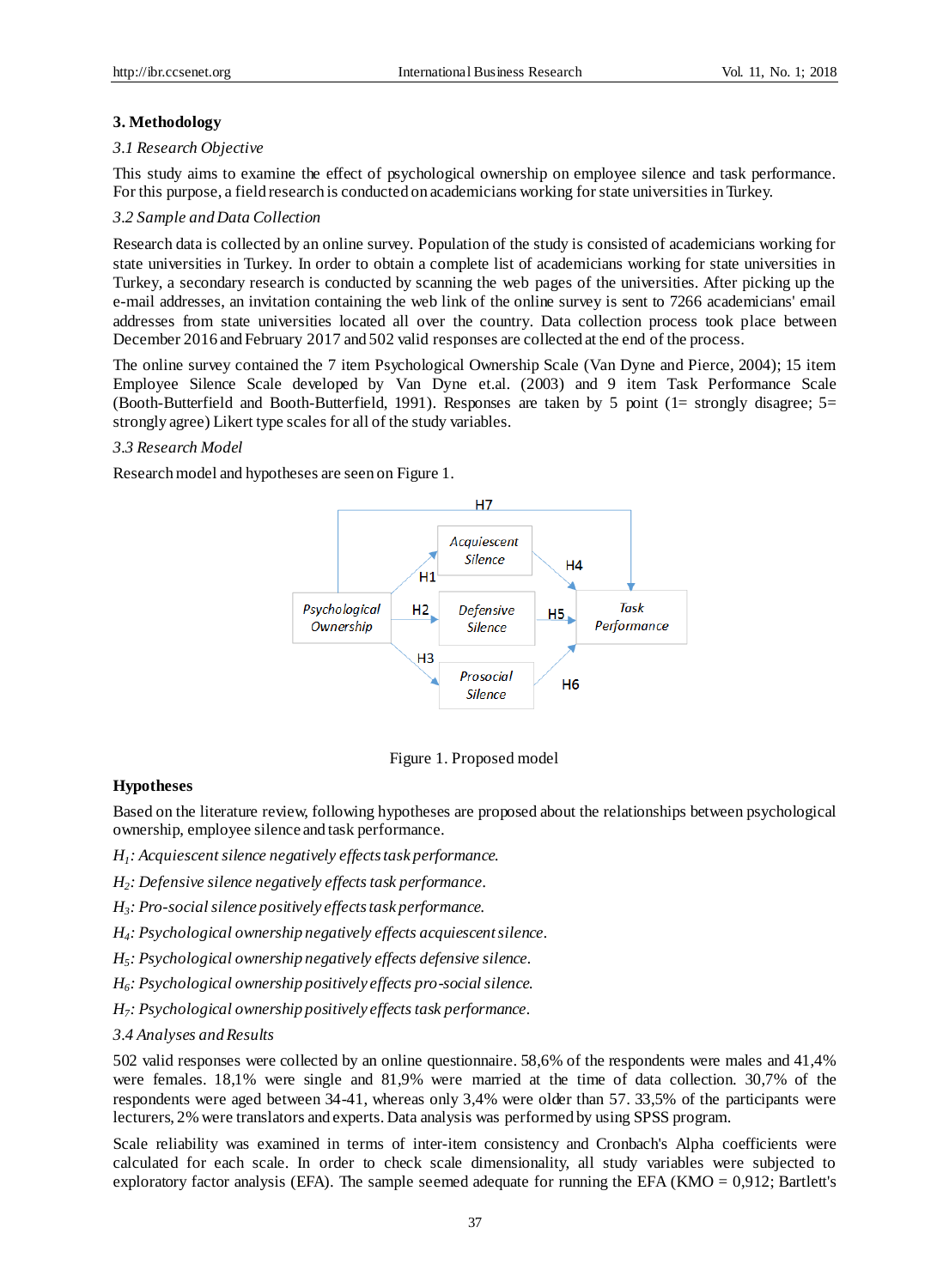## 3. Methodology

### *3.1 Research Objective*

This study aims to examine the effect of psychological ownership on employee silence and task performance. For this purpose, a field research is conducted on academicians working for state universities in Turkey.

### *3.2 Sample and Data Collection*

Research data is collected by an online survey. Population of the study is consisted of academicians working for state universities in Turkey. In order to obtain a complete list of academicians working for state universities in Turkey, a secondary research is conducted by scanning the web pages of the universities. After picking up the e-mail addresses, an invitation containing the web link of the online survey is sent to 7266 academicians' email addresses from state universities located all over the country. Data collection process took place between December 2016 and February 2017 and 502 valid responses are collected at the end of the process.

The online survey contained the 7 item Psychological Ownership Scale (Van Dyne and Pierce, 2004); 15 item Employee Silence Scale developed by Van Dyne et.al. (2003) and 9 item Task Performance Scale (Booth-Butterfield and Booth-Butterfield, 1991). Responses are taken by 5 point (1= strongly disagree; 5= strongly agree) Likert type scales for all of the study variables.

### *3.3 Research Model*

Research model and hypotheses are seen on Figure 1.

Figure 1. Proposed model

**Hypotheses**

Based on the literature review, following hypotheses are proposed about the relationships between psychological ownership, employee silence and task performance.

*$H_1$: Acquiescent silence negatively effects task performance.*

*$H_2$: Defensive silence negatively effects task performance.*

*$H_3$: Pro-social silence positively effects task performance.*

*$H_4$: Psychological ownership negatively effects acquiescent silence.*

*$H_5$: Psychological ownership negatively effects defensive silence.*

*$H_6$: Psychological ownership positively effects pro-social silence.*

*$H_7$: Psychological ownership positively effects task performance.*

### *3.4 Analyses and Results*

502 valid responses were collected by an online questionnaire. 58,6% of the respondents were males and 41,4% were females. 18,1% were single and 81,9% were married at the time of data collection. 30,7% of the respondents were aged between 34-41, whereas only 3,4% were older than 57. 33,5% of the participants were lecturers, 2% were translators and experts. Data analysis was performed by using SPSS program.

Scale reliability was examined in terms of inter-item consistency and Cronbach's Alpha coefficients were calculated for each scale. In order to check scale dimensionality, all study variables were subjected to exploratory factor analysis (EFA). The sample seemed adequate for running the EFA (KMO = 0,912; Bartlett's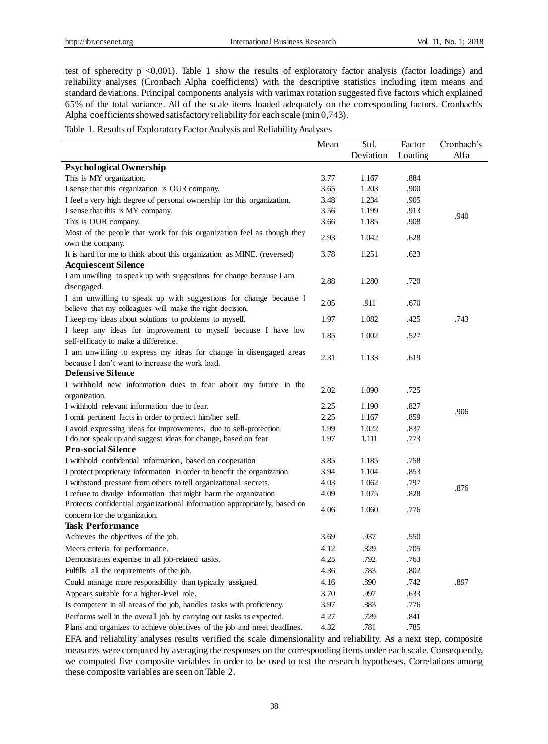test of spherecity p <0,001). Table 1 show the results of exploratory factor analysis (factor loadings) and reliability analyses (Cronbach Alpha coefficients) with the descriptive statistics including item means and standard deviations. Principal components analysis with varimax rotation suggested five factors which explained 65% of the total variance. All of the scale items loaded adequately on the corresponding factors. Cronbach's Alpha coefficients showed satisfactory reliability for each scale (min 0,743).

Table 1. Results of Exploratory Factor Analysis and Reliability Analyses

| | Mean | Std. Deviation | Factor Loading | Cronbach's Alfa |
|---|---|---|---|---|
| **Psychological Ownership** | | | | |
| This is MY organization. | 3.77 | 1.167 | .884 | |
| I sense that this organization is OUR company. | 3.65 | 1.203 | .900 | |
| I feel a very high degree of personal ownership for this organization. | 3.48 | 1.234 | .905 | |
| I sense that this is MY company. | 3.56 | 1.199 | .913 | .940 |
| This is OUR company. | 3.66 | 1.185 | .908 | |
| Most of the people that work for this organization feel as though they own the company. | 2.93 | 1.042 | .628 | |
| It is hard for me to think about this organization as MINE. (reversed) | 3.78 | 1.251 | .623 | |
| **Acquiescent Silence** | | | | |
| I am unwilling to speak up with suggestions for change because I am disengaged. | 2.88 | 1.280 | .720 | |
| I am unwilling to speak up with suggestions for change because I believe that my colleagues will make the right decision. | 2.05 | .911 | .670 | |
| I keep my ideas about solutions to problems to myself. | 1.97 | 1.082 | .425 | .743 |
| I keep any ideas for improvement to myself because I have low self-efficacy to make a difference. | 1.85 | 1.002 | .527 | |
| I am unwilling to express my ideas for change in disengaged areas because I don't want to increase the work load. | 2.31 | 1.133 | .619 | |
| **Defensive Silence** | | | | |
| I withhold new information dues to fear about my future in the organization. | 2.02 | 1.090 | .725 | |
| I withhold relevant information due to fear. | 2.25 | 1.190 | .827 | .906 |
| I omit pertinent facts in order to protect him/her self. | 2.25 | 1.167 | .859 | |
| I avoid expressing ideas for improvements, due to self-protection | 1.99 | 1.022 | .837 | |
| I do not speak up and suggest ideas for change, based on fear | 1.97 | 1.111 | .773 | |
| **Pro-social Silence** | | | | |
| I withhold confidential information, based on cooperation | 3.85 | 1.185 | .758 | |
| I protect proprietary information in order to benefit the organization | 3.94 | 1.104 | .853 | |
| I withstand pressure from others to tell organizational secrets. | 4.03 | 1.062 | .797 | .876 |
| I refuse to divulge information that might harm the organization | 4.09 | 1.075 | .828 | |
| Protects confidential organizational information appropriately, based on concern for the organization. | 4.06 | 1.060 | .776 | |
| **Task Performance** | | | | |
| Achieves the objectives of the job. | 3.69 | .937 | .550 | |
| Meets criteria for performance. | 4.12 | .829 | .705 | |
| Demonstrates expertise in all job-related tasks. | 4.25 | .792 | .763 | |
| Fulfills all the requirements of the job. | 4.36 | .783 | .802 | |
| Could manage more responsibility than typically assigned. | 4.16 | .890 | .742 | .897 |
| Appears suitable for a higher-level role. | 3.70 | .997 | .633 | |
| Is competent in all areas of the job, handles tasks with proficiency. | 3.97 | .883 | .776 | |
| Performs well in the overall job by carrying out tasks as expected. | 4.27 | .729 | .841 | |
| Plans and organizes to achieve objectives of the job and meet deadlines. | 4.32 | .781 | .785 | |

EFA and reliability analyses results verified the scale dimensionality and reliability. As a next step, composite measures were computed by averaging the responses on the corresponding items under each scale. Consequently, we computed five composite variables in order to be used to test the research hypotheses. Correlations among these composite variables are seen on Table 2.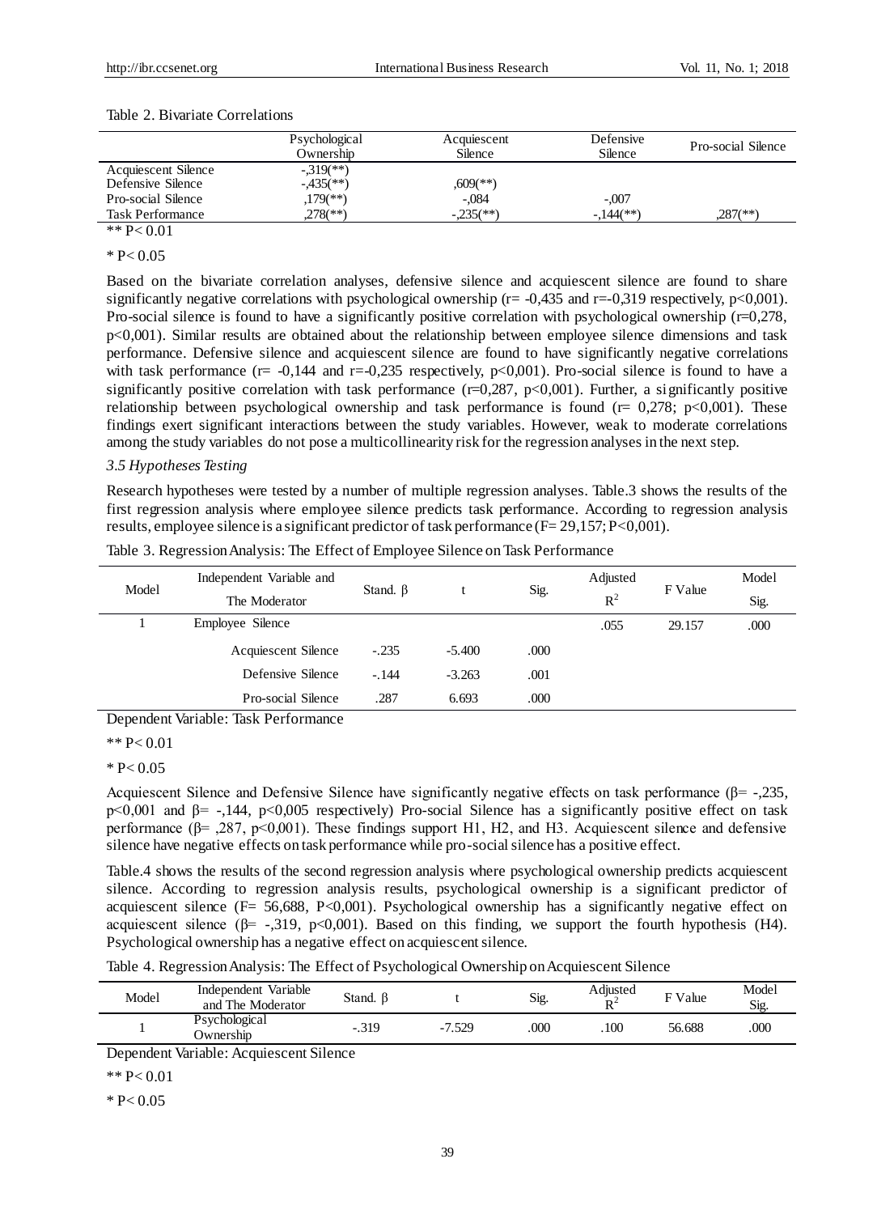Table 2. Bivariate Correlations

| | Psychological Ownership | Acquiescent Silence | Defensive Silence | Pro-social Silence |
|---|---|---|---|---|
| Acquiescent Silence | -,319(**) | | | |
| Defensive Silence | -,435(**) | ,609(**) | | |
| Pro-social Silence | ,179(**) | -,084 | -,007 | |
| Task Performance | ,278(**) | -,235(**) | -,144(**) | ,287(**) |

** P< 0.01

* P< 0.05

Based on the bivariate correlation analyses, defensive silence and acquiescent silence are found to share significantly negative correlations with psychological ownership (r= -0,435 and r=-0,319 respectively, p<0,001). Pro-social silence is found to have a significantly positive correlation with psychological ownership (r=0,278, p<0,001). Similar results are obtained about the relationship between employee silence dimensions and task performance. Defensive silence and acquiescent silence are found to have significantly negative correlations with task performance (r= -0,144 and r=-0,235 respectively, p<0,001). Pro-social silence is found to have a significantly positive correlation with task performance (r=0,287, p<0,001). Further, a significantly positive relationship between psychological ownership and task performance is found (r= 0,278; p<0,001). These findings exert significant interactions between the study variables. However, weak to moderate correlations among the study variables do not pose a multicollinearity risk for the regression analyses in the next step.

### *3.5 Hypotheses Testing*

Research hypotheses were tested by a number of multiple regression analyses. Table.3 shows the results of the first regression analysis where employee silence predicts task performance. According to regression analysis results, employee silence is a significant predictor of task performance (F= 29,157; P<0,001).

Table 3. Regression Analysis: The Effect of Employee Silence on Task Performance

| Model | Independent Variable and The Moderator | Stand. β | t | Sig. | Adjusted $R^2$ | F Value | Model Sig. |
|---|---|---|---|---|---|---|---|
| 1 | Employee Silence | | | | .055 | 29.157 | .000 |
| | Acquiescent Silence | -.235 | -5.400 | .000 | | | |
| | Defensive Silence | -.144 | -3.263 | .001 | | | |
| | Pro-social Silence | .287 | 6.693 | .000 | | | |

Dependent Variable: Task Performance

** P< 0.01

* P< 0.05

Acquiescent Silence and Defensive Silence have significantly negative effects on task performance (β= -,235, p<0,001 and β= -,144, p<0,005 respectively) Pro-social Silence has a significantly positive effect on task performance (β= ,287, p<0,001). These findings support H1, H2, and H3. Acquiescent silence and defensive silence have negative effects on task performance while pro-social silence has a positive effect.

Table.4 shows the results of the second regression analysis where psychological ownership predicts acquiescent silence. According to regression analysis results, psychological ownership is a significant predictor of acquiescent silence (F= 56,688, P<0,001). Psychological ownership has a significantly negative effect on acquiescent silence (β= -,319, p<0,001). Based on this finding, we support the fourth hypothesis (H4). Psychological ownership has a negative effect on acquiescent silence.

Table 4. Regression Analysis: The Effect of Psychological Ownership on Acquiescent Silence

| Model | Independent Variable and The Moderator | Stand. β | t | Sig. | Adjusted $R^2$ | F Value | Model Sig. |
|---|---|---|---|---|---|---|---|
| 1 | Psychological Ownership | -.319 | -7.529 | .000 | .100 | 56.688 | .000 |

Dependent Variable: Acquiescent Silence

** P< 0.01

* P< 0.05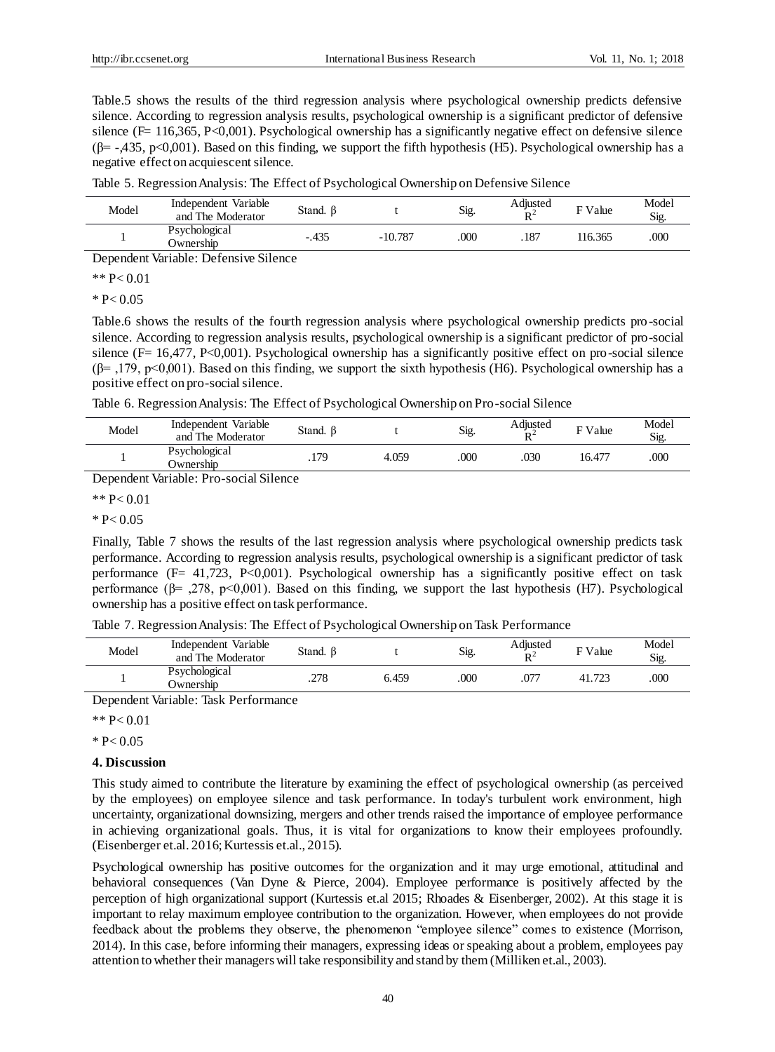Table.5 shows the results of the third regression analysis where psychological ownership predicts defensive silence. According to regression analysis results, psychological ownership is a significant predictor of defensive silence (F= 116,365, P<0,001). Psychological ownership has a significantly negative effect on defensive silence (β= -,435, p<0,001). Based on this finding, we support the fifth hypothesis (H5). Psychological ownership has a negative effect on acquiescent silence.

Table 5. Regression Analysis: The Effect of Psychological Ownership on Defensive Silence

| Model | Independent Variable and The Moderator | Stand. β | t | Sig. | Adjusted $R^2$ | F Value | Model Sig. |
|---|---|---|---|---|---|---|---|
| 1 | Psychological Ownership | -.435 | -10.787 | .000 | .187 | 116.365 | .000 |

Dependent Variable: Defensive Silence

** P< 0.01

* P< 0.05

Table.6 shows the results of the fourth regression analysis where psychological ownership predicts pro-social silence. According to regression analysis results, psychological ownership is a significant predictor of pro-social silence (F= 16,477, P<0,001). Psychological ownership has a significantly positive effect on pro-social silence (β= ,179, p<0,001). Based on this finding, we support the sixth hypothesis (H6). Psychological ownership has a positive effect on pro-social silence.

Table 6. Regression Analysis: The Effect of Psychological Ownership on Pro-social Silence

| Model | Independent Variable and The Moderator | Stand. β | t | Sig. | Adjusted $R^2$ | F Value | Model Sig. |
|---|---|---|---|---|---|---|---|
| 1 | Psychological Ownership | .179 | 4.059 | .000 | .030 | 16.477 | .000 |

Dependent Variable: Pro-social Silence

** P< 0.01

* P< 0.05

Finally, Table 7 shows the results of the last regression analysis where psychological ownership predicts task performance. According to regression analysis results, psychological ownership is a significant predictor of task performance (F= 41,723, P<0,001). Psychological ownership has a significantly positive effect on task performance (β= ,278, p<0,001). Based on this finding, we support the last hypothesis (H7). Psychological ownership has a positive effect on task performance.

Table 7. Regression Analysis: The Effect of Psychological Ownership on Task Performance

| Model | Independent Variable and The Moderator | Stand. β | t | Sig. | Adjusted $R^2$ | F Value | Model Sig. |
|---|---|---|---|---|---|---|---|
| 1 | Psychological Ownership | .278 | 6.459 | .000 | .077 | 41.723 | .000 |

Dependent Variable: Task Performance

** P< 0.01

* P< 0.05

## 4. Discussion

This study aimed to contribute the literature by examining the effect of psychological ownership (as perceived by the employees) on employee silence and task performance. In today's turbulent work environment, high uncertainty, organizational downsizing, mergers and other trends raised the importance of employee performance in achieving organizational goals. Thus, it is vital for organizations to know their employees profoundly. (Eisenberger et.al. 2016; Kurtessis et.al., 2015).

Psychological ownership has positive outcomes for the organization and it may urge emotional, attitudinal and behavioral consequences (Van Dyne & Pierce, 2004). Employee performance is positively affected by the perception of high organizational support (Kurtessis et.al 2015; Rhoades & Eisenberger, 2002). At this stage it is important to relay maximum employee contribution to the organization. However, when employees do not provide feedback about the problems they observe, the phenomenon "employee silence" comes to existence (Morrison, 2014). In this case, before informing their managers, expressing ideas or speaking about a problem, employees pay attention to whether their managers will take responsibility and stand by them (Milliken et.al., 2003).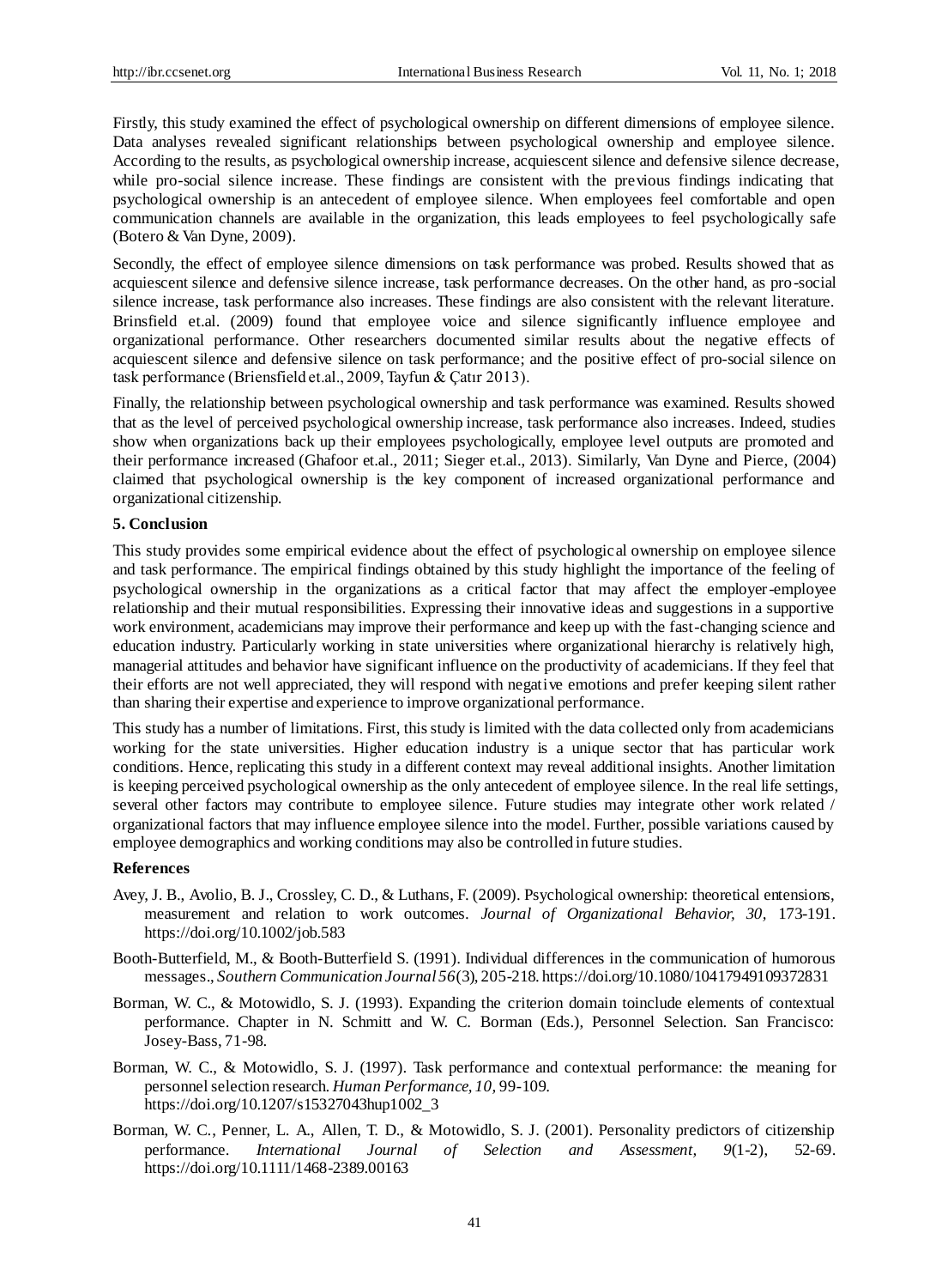Firstly, this study examined the effect of psychological ownership on different dimensions of employee silence. Data analyses revealed significant relationships between psychological ownership and employee silence. According to the results, as psychological ownership increase, acquiescent silence and defensive silence decrease, while pro-social silence increase. These findings are consistent with the previous findings indicating that psychological ownership is an antecedent of employee silence. When employees feel comfortable and open communication channels are available in the organization, this leads employees to feel psychologically safe (Botero & Van Dyne, 2009).

Secondly, the effect of employee silence dimensions on task performance was probed. Results showed that as acquiescent silence and defensive silence increase, task performance decreases. On the other hand, as pro-social silence increase, task performance also increases. These findings are also consistent with the relevant literature. Brinsfield et.al. (2009) found that employee voice and silence significantly influence employee and organizational performance. Other researchers documented similar results about the negative effects of acquiescent silence and defensive silence on task performance; and the positive effect of pro-social silence on task performance (Briensfield et.al., 2009, Tayfun & Çatır 2013).

Finally, the relationship between psychological ownership and task performance was examined. Results showed that as the level of perceived psychological ownership increase, task performance also increases. Indeed, studies show when organizations back up their employees psychologically, employee level outputs are promoted and their performance increased (Ghafoor et.al., 2011; Sieger et.al., 2013). Similarly, Van Dyne and Pierce, (2004) claimed that psychological ownership is the key component of increased organizational performance and organizational citizenship.

## 5. Conclusion

This study provides some empirical evidence about the effect of psychological ownership on employee silence and task performance. The empirical findings obtained by this study highlight the importance of the feeling of psychological ownership in the organizations as a critical factor that may affect the employer-employee relationship and their mutual responsibilities. Expressing their innovative ideas and suggestions in a supportive work environment, academicians may improve their performance and keep up with the fast-changing science and education industry. Particularly working in state universities where organizational hierarchy is relatively high, managerial attitudes and behavior have significant influence on the productivity of academicians. If they feel that their efforts are not well appreciated, they will respond with negative emotions and prefer keeping silent rather than sharing their expertise and experience to improve organizational performance.

This study has a number of limitations. First, this study is limited with the data collected only from academicians working for the state universities. Higher education industry is a unique sector that has particular work conditions. Hence, replicating this study in a different context may reveal additional insights. Another limitation is keeping perceived psychological ownership as the only antecedent of employee silence. In the real life settings, several other factors may contribute to employee silence. Future studies may integrate other work related / organizational factors that may influence employee silence into the model. Further, possible variations caused by employee demographics and working conditions may also be controlled in future studies.

## References

Avey, J. B., Avolio, B. J., Crossley, C. D., & Luthans, F. (2009). Psychological ownership: theoretical entensions, measurement and relation to work outcomes. *Journal of Organizational Behavior, 30*, 173-191. https://doi.org/10.1002/job.583

Booth-Butterfield, M., & Booth-Butterfield S. (1991). Individual differences in the communication of humorous messages., *Southern Communication Journal 56*(3), 205-218. https://doi.org/10.1080/10417949109372831

Borman, W. C., & Motowidlo, S. J. (1993). Expanding the criterion domain toinclude elements of contextual performance. Chapter in N. Schmitt and W. C. Borman (Eds.), Personnel Selection. San Francisco: Josey-Bass, 71-98.

Borman, W. C., & Motowidlo, S. J. (1997). Task performance and contextual performance: the meaning for personnel selection research. *Human Performance, 10*, 99-109. https://doi.org/10.1207/s15327043hup1002_3

Borman, W. C., Penner, L. A., Allen, T. D., & Motowidlo, S. J. (2001). Personality predictors of citizenship performance. *International Journal of Selection and Assessment, 9*(1-2), 52-69. https://doi.org/10.1111/1468-2389.00163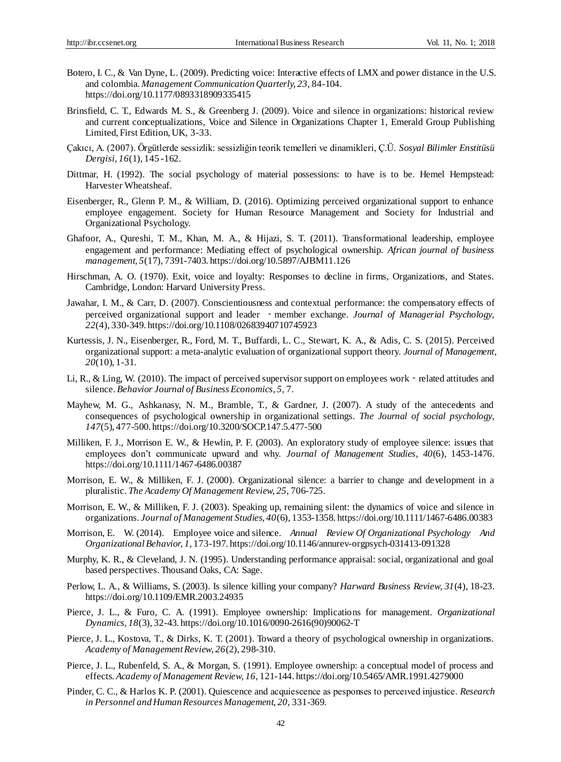Botero, I. C., & Van Dyne, L. (2009). Predicting voice: Interactive effects of LMX and power distance in the U.S. and colombia. *Management Communication Quarterly, 23,* 84-104. https://doi.org/10.1177/0893318909335415

Brinsfield, C. T., Edwards M. S., & Greenberg J. (2009). Voice and silence in organizations: historical review and current conceptualizations, Voice and Silence in Organizations Chapter 1, Emerald Group Publishing Limited, First Edition, UK, 3-33.

Çakıcı, A. (2007). Örgütlerde sessizlik: sessizliğin teorik temelleri ve dinamikleri, Ç.Ü. *Sosyal Bilimler Enstitüsü Dergisi, 16*(1), 145-162.

Dittmar, H. (1992). The social psychology of material possessions: to have is to be. Hemel Hempstead: Harvester Wheatsheaf.

Eisenberger, R., Glenn P. M., & William, D. (2016). Optimizing perceived organizational support to enhance employee engagement. Society for Human Resource Management and Society for Industrial and Organizational Psychology.

Ghafoor, A., Qureshi, T. M., Khan, M. A., & Hijazi, S. T. (2011). Transformational leadership, employee engagement and performance: Mediating effect of psychological ownership. *African journal of business management, 5*(17), 7391-7403. https://doi.org/10.5897/AJBM11.126

Hirschman, A. O. (1970). Exit, voice and loyalty: Responses to decline in firms, Organizations, and States. Cambridge, London: Harvard University Press.

Jawahar, I. M., & Carr, D. (2007). Conscientiousness and contextual performance: the compensatory effects of perceived organizational support and leader - member exchange. *Journal of Managerial Psychology, 22*(4), 330-349. https://doi.org/10.1108/02683940710745923

Kurtessis, J. N., Eisenberger, R., Ford, M. T., Buffardi, L. C., Stewart, K. A., & Adis, C. S. (2015). Perceived organizational support: a meta-analytic evaluation of organizational support theory. *Journal of Management, 20*(10), 1-31.

Li, R., & Ling, W. (2010). The impact of perceived supervisor support on employees work - related attitudes and silence. *Behavior Journal of Business Economics, 5,* 7.

Mayhew, M. G., Ashkanasy, N. M., Bramble, T., & Gardner, J. (2007). A study of the antecedents and consequences of psychological ownership in organizational settings. *The Journal of social psychology, 147*(5), 477-500. https://doi.org/10.3200/SOCP.147.5.477-500

Milliken, F. J., Morrison E. W., & Hewlin, P. F. (2003). An exploratory study of employee silence: issues that employees don't communicate upward and why. *Journal of Management Studies, 40*(6), 1453-1476. https://doi.org/10.1111/1467-6486.00387

Morrison, E. W., & Milliken, F. J. (2000). Organizational silence: a barrier to change and development in a pluralistic. *The Academy Of Management Review, 25,* 706-725.

Morrison, E. W., & Milliken, F. J. (2003). Speaking up, remaining silent: the dynamics of voice and silence in organizations. *Journal of Management Studies, 40*(6), 1353-1358. https://doi.org/10.1111/1467-6486.00383

Morrison, E. W. (2014). Employee voice and silence. *Annual Review Of Organizational Psychology And Organizational Behavior, 1,* 173-197. https://doi.org/10.1146/annurev-orgpsych-031413-091328

Murphy, K. R., & Cleveland, J. N. (1995). Understanding performance appraisal: social, organizational and goal based perspectives. Thousand Oaks, CA: Sage.

Perlow, L. A., & Williams, S. (2003). Is silence killing your company? *Harward Business Review, 31*(4), 18-23. https://doi.org/10.1109/EMR.2003.24935

Pierce, J. L., & Furo, C. A. (1991). Employee ownership: Implications for management. *Organizational Dynamics, 18*(3), 32-43. https://doi.org/10.1016/0090-2616(90)90062-T

Pierce, J. L., Kostova, T., & Dirks, K. T. (2001). Toward a theory of psychological ownership in organizations. *Academy of Management Review, 26*(2), 298-310.

Pierce, J. L., Rubenfeld, S. A., & Morgan, S. (1991). Employee ownership: a conceptual model of process and effects. *Academy of Management Review, 16,* 121-144. https://doi.org/10.5465/AMR.1991.4279000

Pinder, C. C., & Harlos K. P. (2001). Quiescence and acquiescence as pesponses to perceıved injustice. *Research in Personnel and Human Resources Management, 20,* 331-369.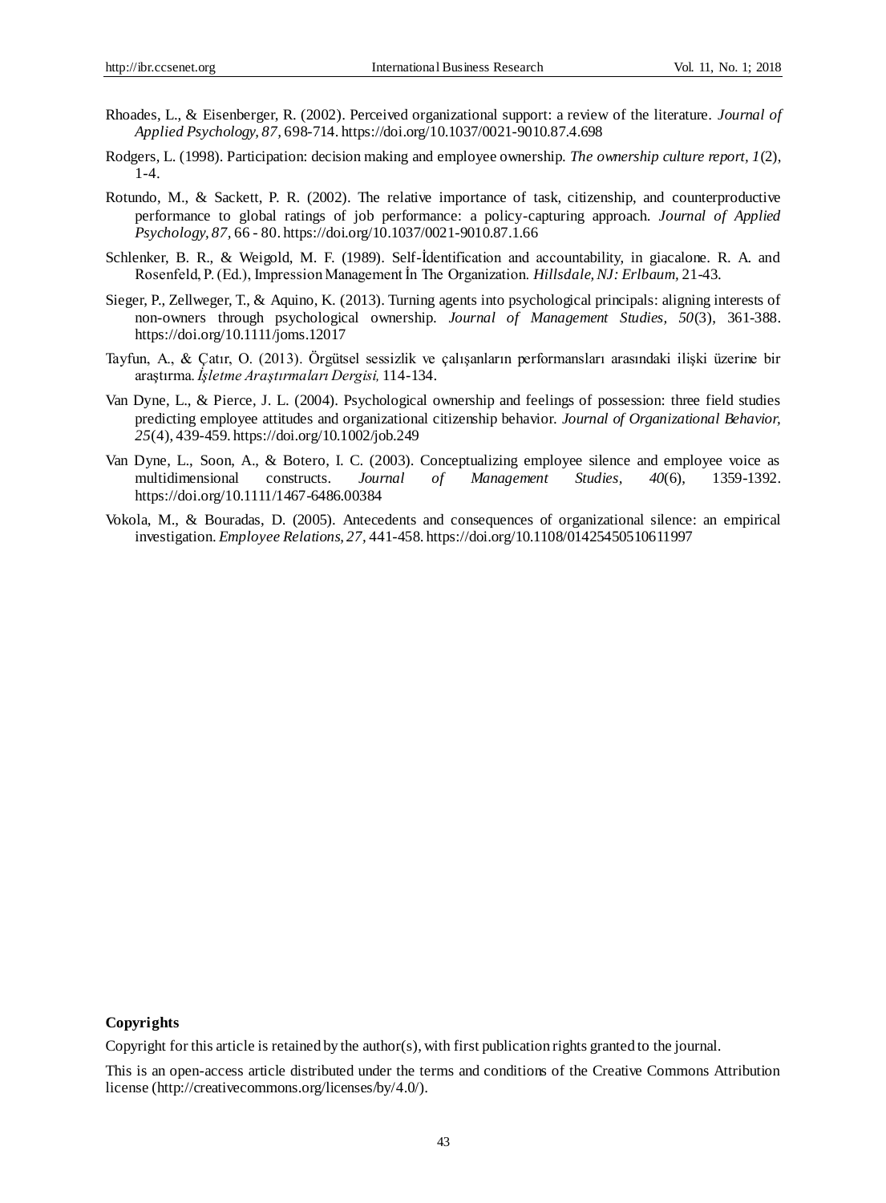Rhoades, L., & Eisenberger, R. (2002). Perceived organizational support: a review of the literature. *Journal of Applied Psychology, 87*, 698-714. https://doi.org/10.1037/0021-9010.87.4.698

Rodgers, L. (1998). Participation: decision making and employee ownership. *The ownership culture report, 1*(2), 1-4.

Rotundo, M., & Sackett, P. R. (2002). The relative importance of task, citizenship, and counterproductive performance to global ratings of job performance: a policy-capturing approach. *Journal of Applied Psychology, 87*, 66 - 80. https://doi.org/10.1037/0021-9010.87.1.66

Schlenker, B. R., & Weigold, M. F. (1989). Self-İdentification and accountability, in giacalone. R. A. and Rosenfeld, P. (Ed.), Impression Management İn The Organization. *Hillsdale, NJ: Erlbaum,* 21-43.

Sieger, P., Zellweger, T., & Aquino, K. (2013). Turning agents into psychological principals: aligning interests of non-owners through psychological ownership. *Journal of Management Studies, 50*(3), 361-388. https://doi.org/10.1111/joms.12017

Tayfun, A., & Çatır, O. (2013). Örgütsel sessizlik ve çalışanların performansları arasındaki ilişki üzerine bir araştırma. *İşletme Araştırmaları Dergisi,* 114-134.

Van Dyne, L., & Pierce, J. L. (2004). Psychological ownership and feelings of possession: three field studies predicting employee attitudes and organizational citizenship behavior. *Journal of Organizational Behavior, 25*(4), 439-459. https://doi.org/10.1002/job.249

Van Dyne, L., Soon, A., & Botero, I. C. (2003). Conceptualizing employee silence and employee voice as multidimensional constructs. *Journal of Management Studies, 40*(6), 1359-1392. https://doi.org/10.1111/1467-6486.00384

Vokola, M., & Bouradas, D. (2005). Antecedents and consequences of organizational silence: an empirical investigation. *Employee Relations, 27*, 441-458. https://doi.org/10.1108/01425450510611997

**Copyrights**

Copyright for this article is retained by the author(s), with first publication rights granted to the journal.

This is an open-access article distributed under the terms and conditions of the Creative Commons Attribution license (http://creativecommons.org/licenses/by/4.0/).